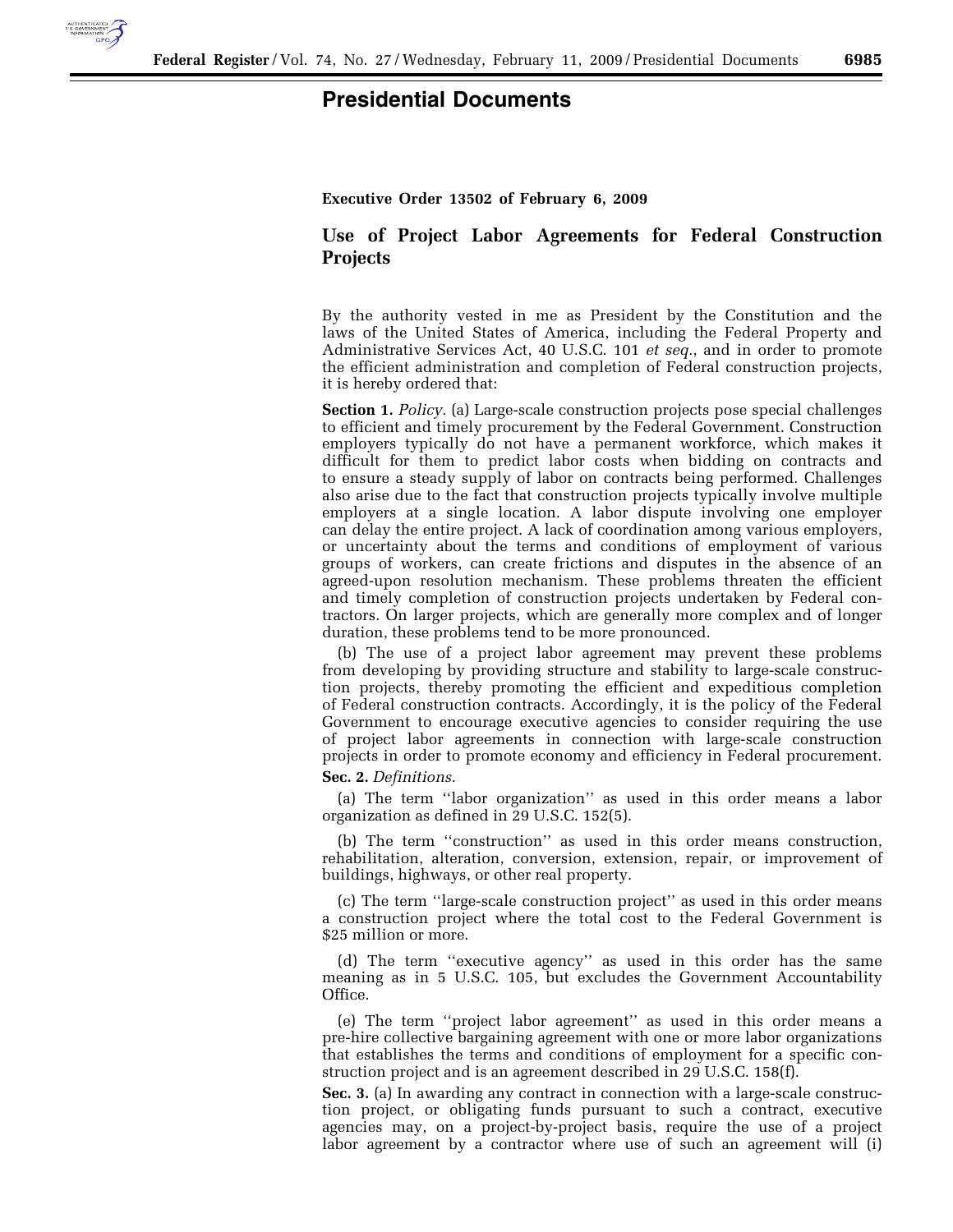# Presidential Documents

**Executive Order 13502 of February 6, 2009**

## Use of Project Labor Agreements for Federal Construction Projects

By the authority vested in me as President by the Constitution and the laws of the United States of America, including the Federal Property and Administrative Services Act, 40 U.S.C. 101 *et seq.*, and in order to promote the efficient administration and completion of Federal construction projects, it is hereby ordered that:

**Section 1.** *Policy.* (a) Large-scale construction projects pose special challenges to efficient and timely procurement by the Federal Government. Construction employers typically do not have a permanent workforce, which makes it difficult for them to predict labor costs when bidding on contracts and to ensure a steady supply of labor on contracts being performed. Challenges also arise due to the fact that construction projects typically involve multiple employers at a single location. A labor dispute involving one employer can delay the entire project. A lack of coordination among various employers, or uncertainty about the terms and conditions of employment of various groups of workers, can create frictions and disputes in the absence of an agreed-upon resolution mechanism. These problems threaten the efficient and timely completion of construction projects undertaken by Federal contractors. On larger projects, which are generally more complex and of longer duration, these problems tend to be more pronounced.

(b) The use of a project labor agreement may prevent these problems from developing by providing structure and stability to large-scale construction projects, thereby promoting the efficient and expeditious completion of Federal construction contracts. Accordingly, it is the policy of the Federal Government to encourage executive agencies to consider requiring the use of project labor agreements in connection with large-scale construction projects in order to promote economy and efficiency in Federal procurement.

**Sec. 2.** *Definitions.*

(a) The term ''labor organization'' as used in this order means a labor organization as defined in 29 U.S.C. 152(5).

(b) The term ''construction'' as used in this order means construction, rehabilitation, alteration, conversion, extension, repair, or improvement of buildings, highways, or other real property.

(c) The term ''large-scale construction project'' as used in this order means a construction project where the total cost to the Federal Government is $25 million or more.

(d) The term ''executive agency'' as used in this order has the same meaning as in 5 U.S.C. 105, but excludes the Government Accountability Office.

(e) The term ''project labor agreement'' as used in this order means a pre-hire collective bargaining agreement with one or more labor organizations that establishes the terms and conditions of employment for a specific construction project and is an agreement described in 29 U.S.C. 158(f).

**Sec. 3.** (a) In awarding any contract in connection with a large-scale construction project, or obligating funds pursuant to such a contract, executive agencies may, on a project-by-project basis, require the use of a project labor agreement by a contractor where use of such an agreement will (i)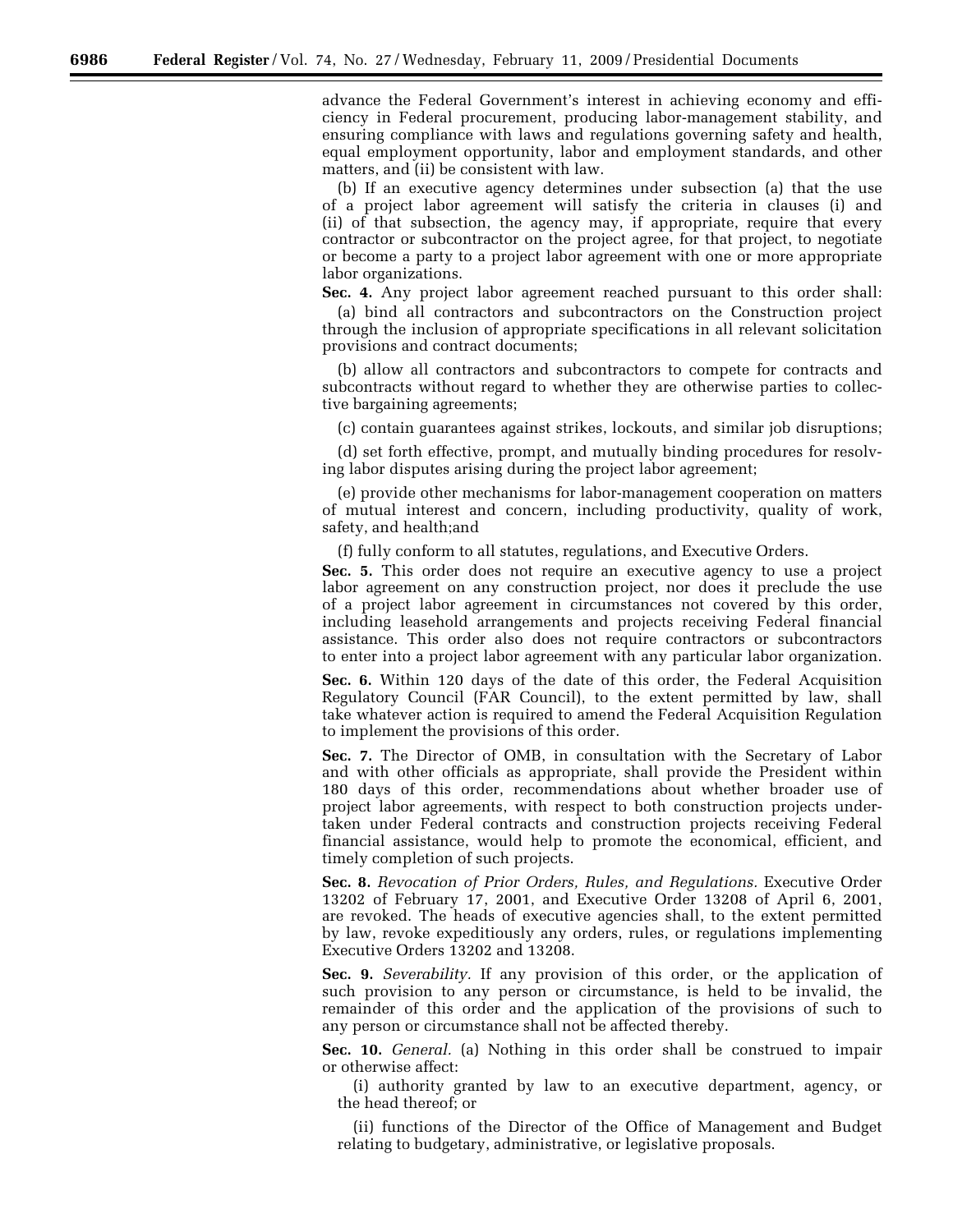advance the Federal Government's interest in achieving economy and efficiency in Federal procurement, producing labor-management stability, and ensuring compliance with laws and regulations governing safety and health, equal employment opportunity, labor and employment standards, and other matters, and (ii) be consistent with law.

(b) If an executive agency determines under subsection (a) that the use of a project labor agreement will satisfy the criteria in clauses (i) and (ii) of that subsection, the agency may, if appropriate, require that every contractor or subcontractor on the project agree, for that project, to negotiate or become a party to a project labor agreement with one or more appropriate labor organizations.

**Sec. 4.** Any project labor agreement reached pursuant to this order shall:

(a) bind all contractors and subcontractors on the Construction project through the inclusion of appropriate specifications in all relevant solicitation provisions and contract documents;

(b) allow all contractors and subcontractors to compete for contracts and subcontracts without regard to whether they are otherwise parties to collective bargaining agreements;

(c) contain guarantees against strikes, lockouts, and similar job disruptions;

(d) set forth effective, prompt, and mutually binding procedures for resolving labor disputes arising during the project labor agreement;

(e) provide other mechanisms for labor-management cooperation on matters of mutual interest and concern, including productivity, quality of work, safety, and health;and

(f) fully conform to all statutes, regulations, and Executive Orders.

**Sec. 5.** This order does not require an executive agency to use a project labor agreement on any construction project, nor does it preclude the use of a project labor agreement in circumstances not covered by this order, including leasehold arrangements and projects receiving Federal financial assistance. This order also does not require contractors or subcontractors to enter into a project labor agreement with any particular labor organization.

**Sec. 6.** Within 120 days of the date of this order, the Federal Acquisition Regulatory Council (FAR Council), to the extent permitted by law, shall take whatever action is required to amend the Federal Acquisition Regulation to implement the provisions of this order.

**Sec. 7.** The Director of OMB, in consultation with the Secretary of Labor and with other officials as appropriate, shall provide the President within 180 days of this order, recommendations about whether broader use of project labor agreements, with respect to both construction projects undertaken under Federal contracts and construction projects receiving Federal financial assistance, would help to promote the economical, efficient, and timely completion of such projects.

**Sec. 8.** *Revocation of Prior Orders, Rules, and Regulations.* Executive Order 13202 of February 17, 2001, and Executive Order 13208 of April 6, 2001, are revoked. The heads of executive agencies shall, to the extent permitted by law, revoke expeditiously any orders, rules, or regulations implementing Executive Orders 13202 and 13208.

**Sec. 9.** *Severability.* If any provision of this order, or the application of such provision to any person or circumstance, is held to be invalid, the remainder of this order and the application of the provisions of such to any person or circumstance shall not be affected thereby.

**Sec. 10.** *General.* (a) Nothing in this order shall be construed to impair or otherwise affect:

(i) authority granted by law to an executive department, agency, or the head thereof; or

(ii) functions of the Director of the Office of Management and Budget relating to budgetary, administrative, or legislative proposals.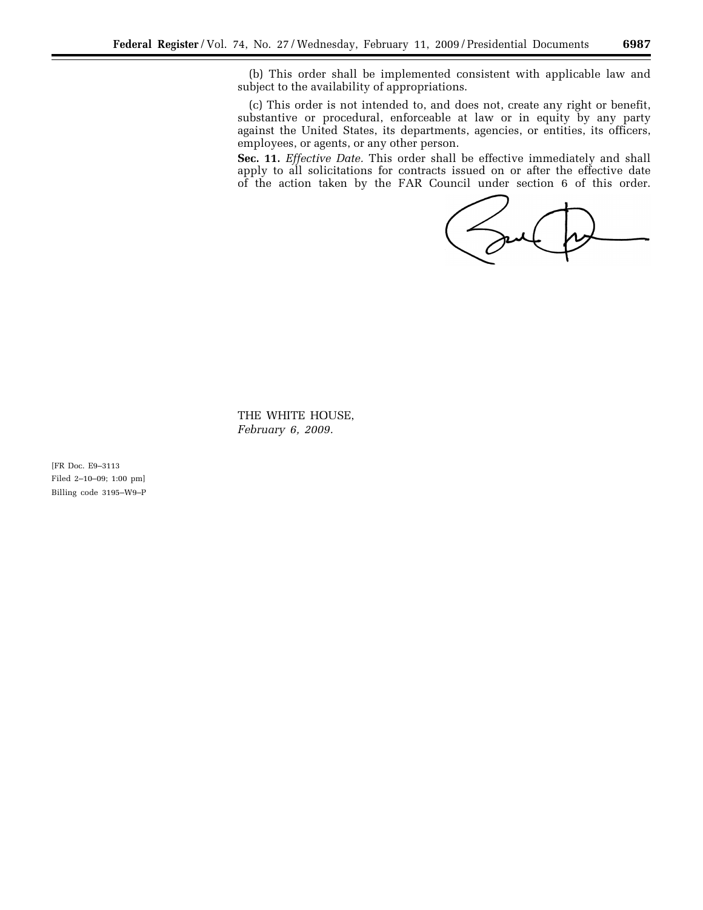(b) This order shall be implemented consistent with applicable law and subject to the availability of appropriations.

(c) This order is not intended to, and does not, create any right or benefit, substantive or procedural, enforceable at law or in equity by any party against the United States, its departments, agencies, or entities, its officers, employees, or agents, or any other person.

**Sec. 11.** *Effective Date.* This order shall be effective immediately and shall apply to all solicitations for contracts issued on or after the effective date of the action taken by the FAR Council under section 6 of this order.

THE WHITE HOUSE,
*February 6, 2009.*

[FR Doc. E9–3113
Filed 2–10–09; 1:00 pm]
Billing code 3195–W9–P